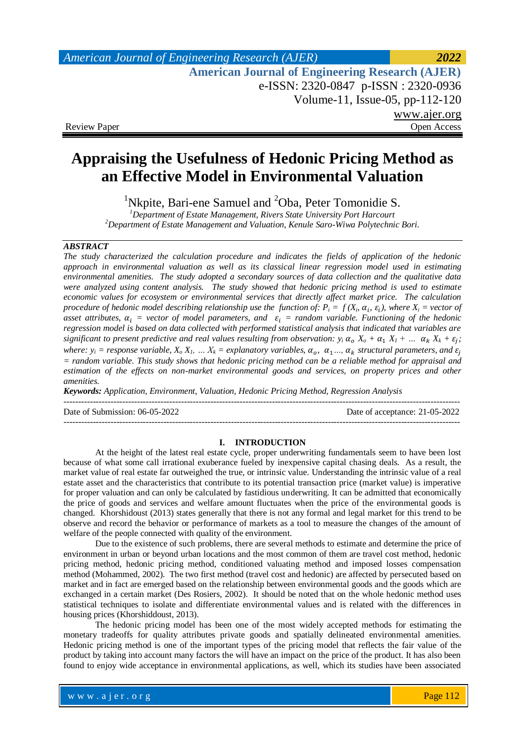American Journal of Engineering Research (AJER)
e-ISSN: 2320-0847 p-ISSN : 2320-0936
Volume-11, Issue-05, pp-112-120
www.ajer.org

Review Paper | Open Access

# Appraising the Usefulness of Hedonic Pricing Method as an Effective Model in Environmental Valuation

[1]Nkpite, Bari-ene Samuel and [2]Oba, Peter Tomonidie S.

[1]*Department of Estate Management, Rivers State University Port Harcourt*
[2]*Department of Estate Management and Valuation, Kenule Saro-Wiwa Polytechnic Bori.*

### ABSTRACT

*The study characterized the calculation procedure and indicates the fields of application of the hedonic approach in environmental valuation as well as its classical linear regression model used in estimating environmental amenities. The study adopted a secondary sources of data collection and the qualitative data were analyzed using content analysis. The study showed that hedonic pricing method is used to estimate economic values for ecosystem or environmental services that directly affect market price. The calculation procedure of hedonic model describing relationship use the function of: $P_i = f(X_i, \alpha_i, \varepsilon_i)$, where $X_i$ = vector of asset attributes, $\alpha_i$ = vector of model parameters, and $\varepsilon_i$ = random variable. Functioning of the hedonic regression model is based on data collected with performed statistical analysis that indicated that variables are significant to present predictive and real values resulting from observation: $y_i\ \alpha_o\ X_o + \alpha_1\ X_1 + \ldots\ \alpha_k\ X_k + \varepsilon_j$; where: $y_i$ = response variable, $X_o\ X_1, \ldots X_k$ = explanatory variables, $\alpha_o, \alpha_1 \ldots, \alpha_k$ structural parameters, and $\varepsilon_j$ = random variable. This study shows that hedonic pricing method can be a reliable method for appraisal and estimation of the effects on non-market environmental goods and services, on property prices and other amenities.*

***Keywords:*** *Application, Environment, Valuation, Hedonic Pricing Method, Regression Analysis*

---

Date of Submission: 06-05-2022 | Date of acceptance: 21-05-2022

---

## I. INTRODUCTION

At the height of the latest real estate cycle, proper underwriting fundamentals seem to have been lost because of what some call irrational exuberance fueled by inexpensive capital chasing deals. As a result, the market value of real estate far outweighed the true, or intrinsic value. Understanding the intrinsic value of a real estate asset and the characteristics that contribute to its potential transaction price (market value) is imperative for proper valuation and can only be calculated by fastidious underwriting. It can be admitted that economically the price of goods and services and welfare amount fluctuates when the price of the environmental goods is changed. Khorshidoust (2013) states generally that there is not any formal and legal market for this trend to be observe and record the behavior or performance of markets as a tool to measure the changes of the amount of welfare of the people connected with quality of the environment.

Due to the existence of such problems, there are several methods to estimate and determine the price of environment in urban or beyond urban locations and the most common of them are travel cost method, hedonic pricing method, hedonic pricing method, conditioned valuating method and imposed losses compensation method (Mohammed, 2002). The two first method (travel cost and hedonic) are affected by persecuted based on market and in fact are emerged based on the relationship between environmental goods and the goods which are exchanged in a certain market (Des Rosiers, 2002). It should be noted that on the whole hedonic method uses statistical techniques to isolate and differentiate environmental values and is related with the differences in housing prices (Khorshiddoust, 2013).

The hedonic pricing model has been one of the most widely accepted methods for estimating the monetary tradeoffs for quality attributes private goods and spatially delineated environmental amenities. Hedonic pricing method is one of the important types of the pricing model that reflects the fair value of the product by taking into account many factors the will have an impact on the price of the product. It has also been found to enjoy wide acceptance in environmental applications, as well, which its studies have been associated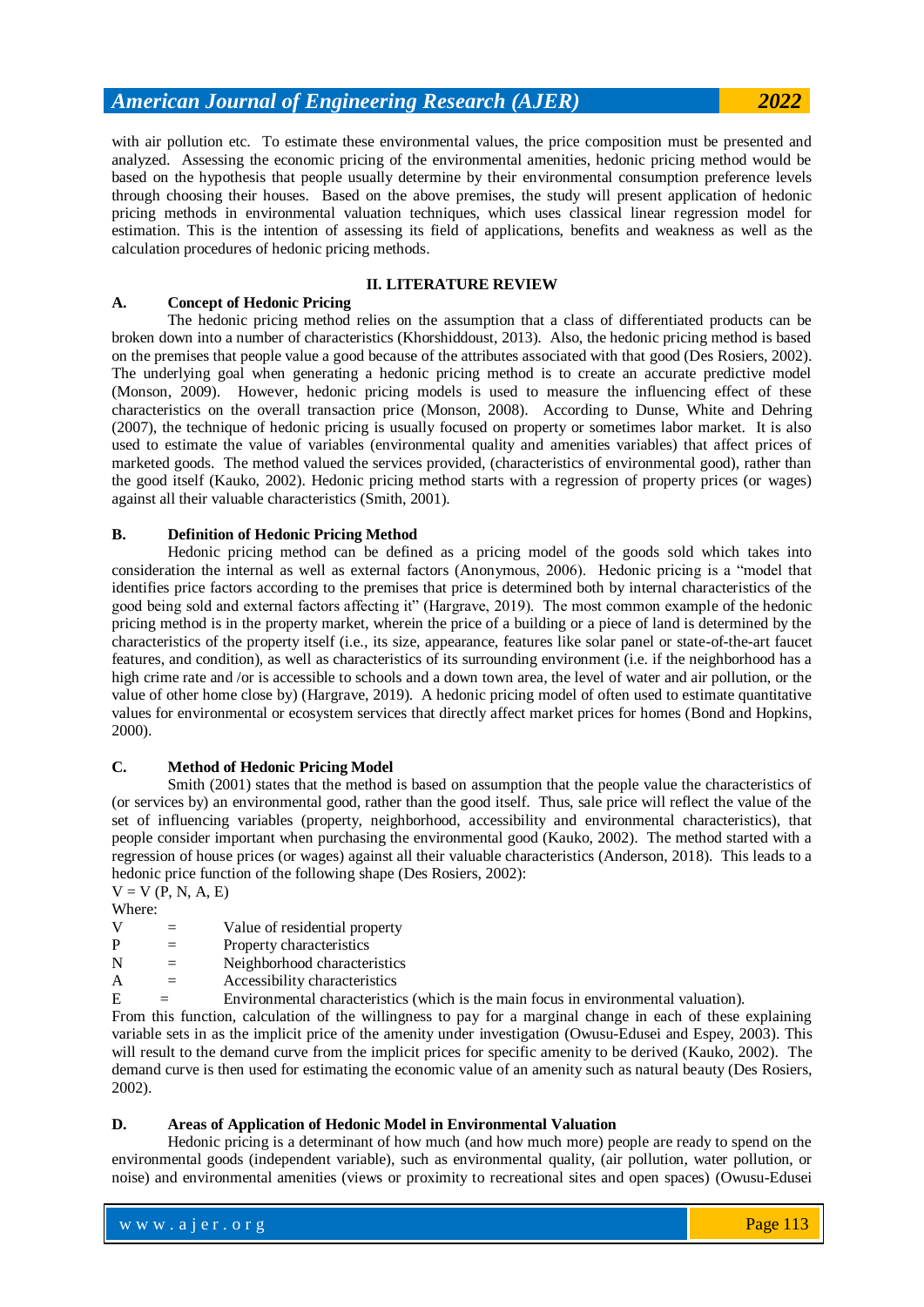with air pollution etc. To estimate these environmental values, the price composition must be presented and analyzed. Assessing the economic pricing of the environmental amenities, hedonic pricing method would be based on the hypothesis that people usually determine by their environmental consumption preference levels through choosing their houses. Based on the above premises, the study will present application of hedonic pricing methods in environmental valuation techniques, which uses classical linear regression model for estimation. This is the intention of assessing its field of applications, benefits and weakness as well as the calculation procedures of hedonic pricing methods.

## II. LITERATURE REVIEW

### A. Concept of Hedonic Pricing

The hedonic pricing method relies on the assumption that a class of differentiated products can be broken down into a number of characteristics (Khorshiddoust, 2013). Also, the hedonic pricing method is based on the premises that people value a good because of the attributes associated with that good (Des Rosiers, 2002). The underlying goal when generating a hedonic pricing method is to create an accurate predictive model (Monson, 2009). However, hedonic pricing models is used to measure the influencing effect of these characteristics on the overall transaction price (Monson, 2008). According to Dunse, White and Dehring (2007), the technique of hedonic pricing is usually focused on property or sometimes labor market. It is also used to estimate the value of variables (environmental quality and amenities variables) that affect prices of marketed goods. The method valued the services provided, (characteristics of environmental good), rather than the good itself (Kauko, 2002). Hedonic pricing method starts with a regression of property prices (or wages) against all their valuable characteristics (Smith, 2001).

### B. Definition of Hedonic Pricing Method

Hedonic pricing method can be defined as a pricing model of the goods sold which takes into consideration the internal as well as external factors (Anonymous, 2006). Hedonic pricing is a "model that identifies price factors according to the premises that price is determined both by internal characteristics of the good being sold and external factors affecting it" (Hargrave, 2019). The most common example of the hedonic pricing method is in the property market, wherein the price of a building or a piece of land is determined by the characteristics of the property itself (i.e., its size, appearance, features like solar panel or state-of-the-art faucet features, and condition), as well as characteristics of its surrounding environment (i.e. if the neighborhood has a high crime rate and /or is accessible to schools and a down town area, the level of water and air pollution, or the value of other home close by) (Hargrave, 2019). A hedonic pricing model of often used to estimate quantitative values for environmental or ecosystem services that directly affect market prices for homes (Bond and Hopkins, 2000).

### C. Method of Hedonic Pricing Model

Smith (2001) states that the method is based on assumption that the people value the characteristics of (or services by) an environmental good, rather than the good itself. Thus, sale price will reflect the value of the set of influencing variables (property, neighborhood, accessibility and environmental characteristics), that people consider important when purchasing the environmental good (Kauko, 2002). The method started with a regression of house prices (or wages) against all their valuable characteristics (Anderson, 2018). This leads to a hedonic price function of the following shape (Des Rosiers, 2002):

$$V = V(P, N, A, E)$$

Where:

V = Value of residential property
P = Property characteristics
N = Neighborhood characteristics
A = Accessibility characteristics
E = Environmental characteristics (which is the main focus in environmental valuation).

From this function, calculation of the willingness to pay for a marginal change in each of these explaining variable sets in as the implicit price of the amenity under investigation (Owusu-Edusei and Espey, 2003). This will result to the demand curve from the implicit prices for specific amenity to be derived (Kauko, 2002). The demand curve is then used for estimating the economic value of an amenity such as natural beauty (Des Rosiers, 2002).

### D. Areas of Application of Hedonic Model in Environmental Valuation

Hedonic pricing is a determinant of how much (and how much more) people are ready to spend on the environmental goods (independent variable), such as environmental quality, (air pollution, water pollution, or noise) and environmental amenities (views or proximity to recreational sites and open spaces) (Owusu-Edusei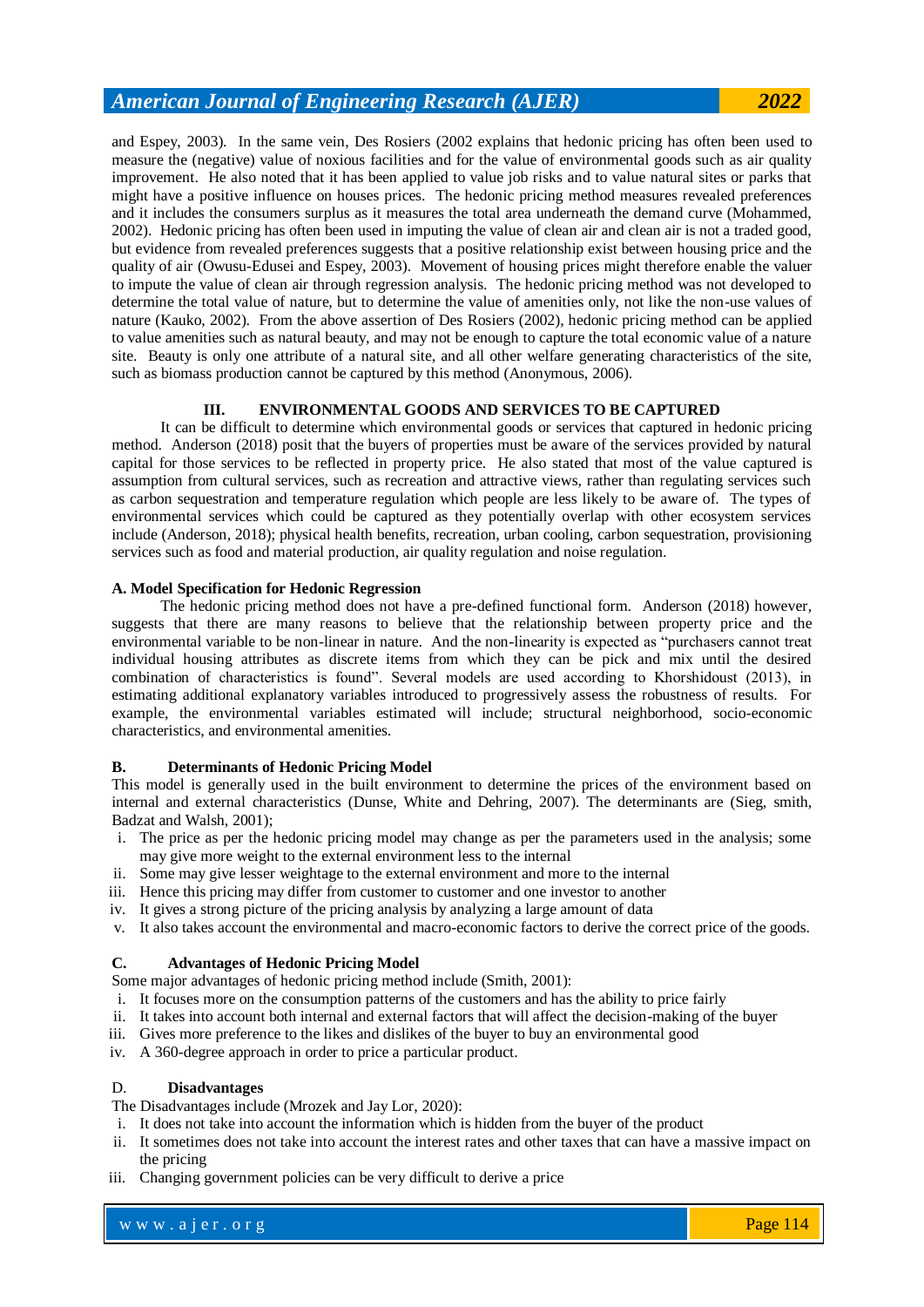and Espey, 2003). In the same vein, Des Rosiers (2002 explains that hedonic pricing has often been used to measure the (negative) value of noxious facilities and for the value of environmental goods such as air quality improvement. He also noted that it has been applied to value job risks and to value natural sites or parks that might have a positive influence on houses prices. The hedonic pricing method measures revealed preferences and it includes the consumers surplus as it measures the total area underneath the demand curve (Mohammed, 2002). Hedonic pricing has often been used in imputing the value of clean air and clean air is not a traded good, but evidence from revealed preferences suggests that a positive relationship exist between housing price and the quality of air (Owusu-Edusei and Espey, 2003). Movement of housing prices might therefore enable the valuer to impute the value of clean air through regression analysis. The hedonic pricing method was not developed to determine the total value of nature, but to determine the value of amenities only, not like the non-use values of nature (Kauko, 2002). From the above assertion of Des Rosiers (2002), hedonic pricing method can be applied to value amenities such as natural beauty, and may not be enough to capture the total economic value of a nature site. Beauty is only one attribute of a natural site, and all other welfare generating characteristics of the site, such as biomass production cannot be captured by this method (Anonymous, 2006).

## III. ENVIRONMENTAL GOODS AND SERVICES TO BE CAPTURED

It can be difficult to determine which environmental goods or services that captured in hedonic pricing method. Anderson (2018) posit that the buyers of properties must be aware of the services provided by natural capital for those services to be reflected in property price. He also stated that most of the value captured is assumption from cultural services, such as recreation and attractive views, rather than regulating services such as carbon sequestration and temperature regulation which people are less likely to be aware of. The types of environmental services which could be captured as they potentially overlap with other ecosystem services include (Anderson, 2018); physical health benefits, recreation, urban cooling, carbon sequestration, provisioning services such as food and material production, air quality regulation and noise regulation.

### A. Model Specification for Hedonic Regression

The hedonic pricing method does not have a pre-defined functional form. Anderson (2018) however, suggests that there are many reasons to believe that the relationship between property price and the environmental variable to be non-linear in nature. And the non-linearity is expected as "purchasers cannot treat individual housing attributes as discrete items from which they can be pick and mix until the desired combination of characteristics is found". Several models are used according to Khorshidoust (2013), in estimating additional explanatory variables introduced to progressively assess the robustness of results. For example, the environmental variables estimated will include; structural neighborhood, socio-economic characteristics, and environmental amenities.

### B. Determinants of Hedonic Pricing Model

This model is generally used in the built environment to determine the prices of the environment based on internal and external characteristics (Dunse, White and Dehring, 2007). The determinants are (Sieg, smith, Badzat and Walsh, 2001);

i. The price as per the hedonic pricing model may change as per the parameters used in the analysis; some may give more weight to the external environment less to the internal
ii. Some may give lesser weightage to the external environment and more to the internal
iii. Hence this pricing may differ from customer to customer and one investor to another
iv. It gives a strong picture of the pricing analysis by analyzing a large amount of data
v. It also takes account the environmental and macro-economic factors to derive the correct price of the goods.

### C. Advantages of Hedonic Pricing Model

Some major advantages of hedonic pricing method include (Smith, 2001):

i. It focuses more on the consumption patterns of the customers and has the ability to price fairly
ii. It takes into account both internal and external factors that will affect the decision-making of the buyer
iii. Gives more preference to the likes and dislikes of the buyer to buy an environmental good
iv. A 360-degree approach in order to price a particular product.

### D. Disadvantages

The Disadvantages include (Mrozek and Jay Lor, 2020):

i. It does not take into account the information which is hidden from the buyer of the product
ii. It sometimes does not take into account the interest rates and other taxes that can have a massive impact on the pricing
iii. Changing government policies can be very difficult to derive a price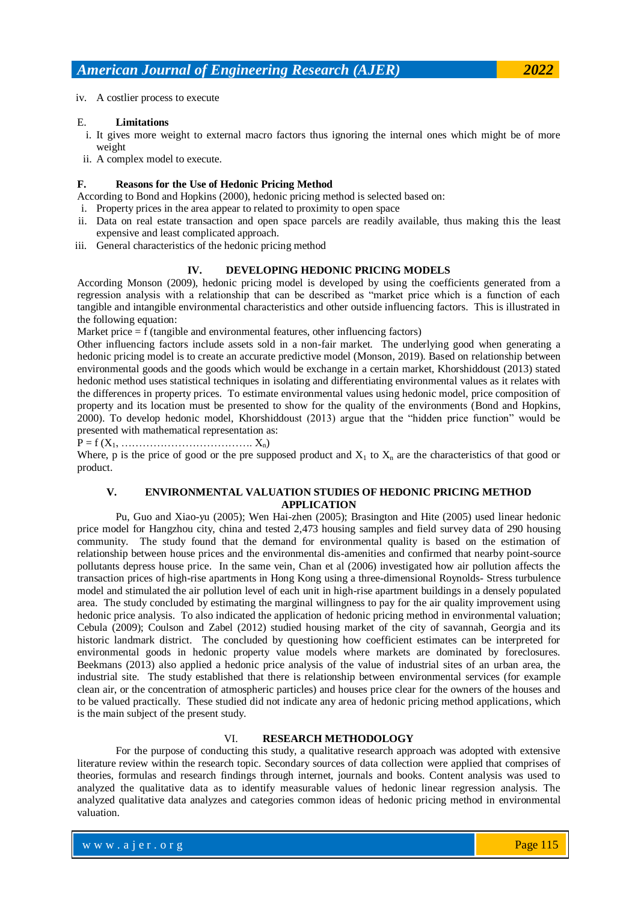iv. A costlier process to execute

### E. Limitations

i. It gives more weight to external macro factors thus ignoring the internal ones which might be of more weight
ii. A complex model to execute.

### F. Reasons for the Use of Hedonic Pricing Method

According to Bond and Hopkins (2000), hedonic pricing method is selected based on:

i. Property prices in the area appear to related to proximity to open space
ii. Data on real estate transaction and open space parcels are readily available, thus making this the least expensive and least complicated approach.
iii. General characteristics of the hedonic pricing method

## IV. DEVELOPING HEDONIC PRICING MODELS

According Monson (2009), hedonic pricing model is developed by using the coefficients generated from a regression analysis with a relationship that can be described as "market price which is a function of each tangible and intangible environmental characteristics and other outside influencing factors. This is illustrated in the following equation:

Market price = f (tangible and environmental features, other influencing factors)

Other influencing factors include assets sold in a non-fair market. The underlying good when generating a hedonic pricing model is to create an accurate predictive model (Monson, 2019). Based on relationship between environmental goods and the goods which would be exchange in a certain market, Khorshiddoust (2013) stated hedonic method uses statistical techniques in isolating and differentiating environmental values as it relates with the differences in property prices. To estimate environmental values using hedonic model, price composition of property and its location must be presented to show for the quality of the environments (Bond and Hopkins, 2000). To develop hedonic model, Khorshiddoust (2013) argue that the "hidden price function" would be presented with mathematical representation as:

$P = f(X_1, \ldots\ldots\ldots\ldots\ldots\ldots\ldots\ldots\ldots\ldots\ldots. X_n)$

Where, p is the price of good or the pre supposed product and $X_1$ to $X_n$ are the characteristics of that good or product.

## V. ENVIRONMENTAL VALUATION STUDIES OF HEDONIC PRICING METHOD APPLICATION

Pu, Guo and Xiao-yu (2005); Wen Hai-zhen (2005); Brasington and Hite (2005) used linear hedonic price model for Hangzhou city, china and tested 2,473 housing samples and field survey data of 290 housing community. The study found that the demand for environmental quality is based on the estimation of relationship between house prices and the environmental dis-amenities and confirmed that nearby point-source pollutants depress house price. In the same vein, Chan et al (2006) investigated how air pollution affects the transaction prices of high-rise apartments in Hong Kong using a three-dimensional Roynolds- Stress turbulence model and stimulated the air pollution level of each unit in high-rise apartment buildings in a densely populated area. The study concluded by estimating the marginal willingness to pay for the air quality improvement using hedonic price analysis. To also indicated the application of hedonic pricing method in environmental valuation; Cebula (2009); Coulson and Zabel (2012) studied housing market of the city of savannah, Georgia and its historic landmark district. The concluded by questioning how coefficient estimates can be interpreted for environmental goods in hedonic property value models where markets are dominated by foreclosures. Beekmans (2013) also applied a hedonic price analysis of the value of industrial sites of an urban area, the industrial site. The study established that there is relationship between environmental services (for example clean air, or the concentration of atmospheric particles) and houses price clear for the owners of the houses and to be valued practically. These studied did not indicate any area of hedonic pricing method applications, which is the main subject of the present study.

## VI. RESEARCH METHODOLOGY

For the purpose of conducting this study, a qualitative research approach was adopted with extensive literature review within the research topic. Secondary sources of data collection were applied that comprises of theories, formulas and research findings through internet, journals and books. Content analysis was used to analyzed the qualitative data as to identify measurable values of hedonic linear regression analysis. The analyzed qualitative data analyzes and categories common ideas of hedonic pricing method in environmental valuation.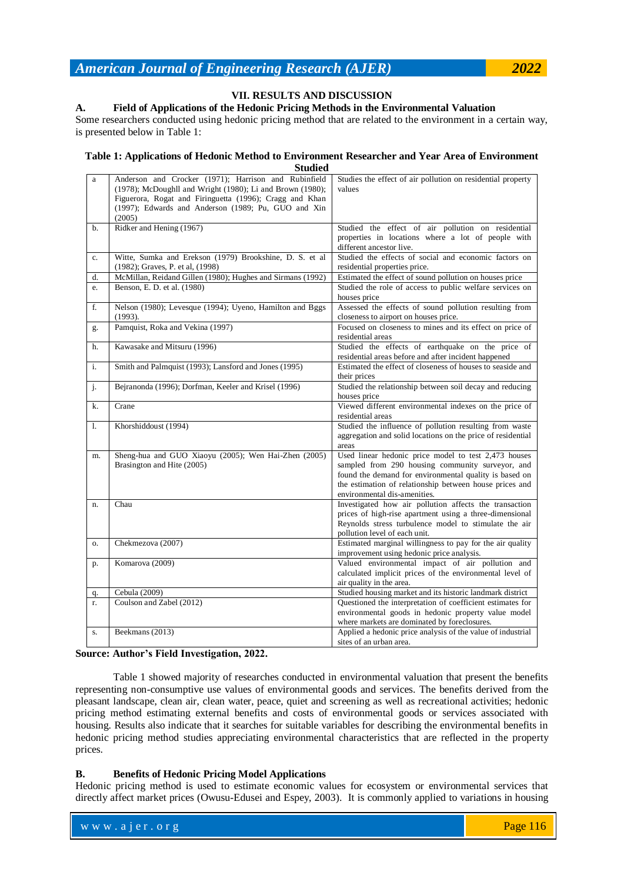## VII. RESULTS AND DISCUSSION

### A. Field of Applications of the Hedonic Pricing Methods in the Environmental Valuation

Some researchers conducted using hedonic pricing method that are related to the environment in a certain way, is presented below in Table 1:

**Table 1: Applications of Hedonic Method to Environment Researcher and Year Area of Environment Studied**

| | | |
|---|---|---|
| a | Anderson and Crocker (1971); Harrison and Rubinfield (1978); McDoughll and Wright (1980); Li and Brown (1980); Figuerora, Rogat and Firinguetta (1996); Cragg and Khan (1997); Edwards and Anderson (1989; Pu, GUO and Xin (2005) | Studies the effect of air pollution on residential property values |
| b. | Ridker and Hening (1967) | Studied the effect of air pollution on residential properties in locations where a lot of people with different ancestor live. |
| c. | Witte, Sumka and Erekson (1979) Brookshine, D. S. et al (1982); Graves, P. et al, (1998) | Studied the effects of social and economic factors on residential properties price. |
| d. | McMillan, Reidand Gillen (1980); Hughes and Sirmans (1992) | Estimated the effect of sound pollution on houses price |
| e. | Benson, E. D. et al. (1980) | Studied the role of access to public welfare services on houses price |
| f. | Nelson (1980); Levesque (1994); Uyeno, Hamilton and Bggs (1993). | Assessed the effects of sound pollution resulting from closeness to airport on houses price. |
| g. | Pamquist, Roka and Vekina (1997) | Focused on closeness to mines and its effect on price of residential areas |
| h. | Kawasake and Mitsuru (1996) | Studied the effects of earthquake on the price of residential areas before and after incident happened |
| i. | Smith and Palmquist (1993); Lansford and Jones (1995) | Estimated the effect of closeness of houses to seaside and their prices |
| j. | Bejranonda (1996); Dorfman, Keeler and Krisel (1996) | Studied the relationship between soil decay and reducing houses price |
| k. | Crane | Viewed different environmental indexes on the price of residential areas |
| l. | Khorshiddoust (1994) | Studied the influence of pollution resulting from waste aggregation and solid locations on the price of residential areas |
| m. | Sheng-hua and GUO Xiaoyu (2005); Wen Hai-Zhen (2005) Brasington and Hite (2005) | Used linear hedonic price model to test 2,473 houses sampled from 290 housing community surveyor, and found the demand for environmental quality is based on the estimation of relationship between house prices and environmental dis-amenities. |
| n. | Chau | Investigated how air pollution affects the transaction prices of high-rise apartment using a three-dimensional Reynolds stress turbulence model to stimulate the air pollution level of each unit. |
| o. | Chekmezova (2007) | Estimated marginal willingness to pay for the air quality improvement using hedonic price analysis. |
| p. | Komarova (2009) | Valued environmental impact of air pollution and calculated implicit prices of the environmental level of air quality in the area. |
| q. | Cebula (2009) | Studied housing market and its historic landmark district |
| r. | Coulson and Zabel (2012) | Questioned the interpretation of coefficient estimates for environmental goods in hedonic property value model where markets are dominated by foreclosures. |
| s. | Beekmans (2013) | Applied a hedonic price analysis of the value of industrial sites of an urban area. |

**Source: Author's Field Investigation, 2022.**

Table 1 showed majority of researches conducted in environmental valuation that present the benefits representing non-consumptive use values of environmental goods and services. The benefits derived from the pleasant landscape, clean air, clean water, peace, quiet and screening as well as recreational activities; hedonic pricing method estimating external benefits and costs of environmental goods or services associated with housing. Results also indicate that it searches for suitable variables for describing the environmental benefits in hedonic pricing method studies appreciating environmental characteristics that are reflected in the property prices.

### B. Benefits of Hedonic Pricing Model Applications

Hedonic pricing method is used to estimate economic values for ecosystem or environmental services that directly affect market prices (Owusu-Edusei and Espey, 2003). It is commonly applied to variations in housing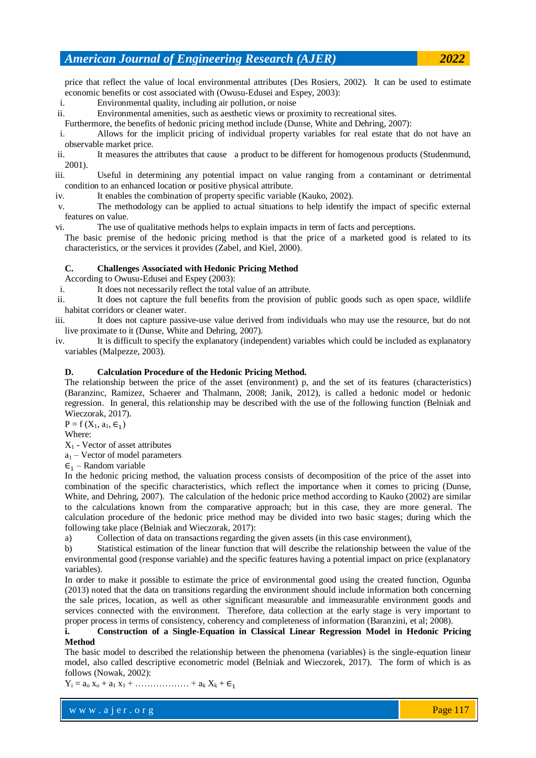price that reflect the value of local environmental attributes (Des Rosiers, 2002). It can be used to estimate economic benefits or cost associated with (Owusu-Edusei and Espey, 2003):

i. Environmental quality, including air pollution, or noise
ii. Environmental amenities, such as aesthetic views or proximity to recreational sites.

Furthermore, the benefits of hedonic pricing method include (Dunse, White and Dehring, 2007):

i. Allows for the implicit pricing of individual property variables for real estate that do not have an observable market price.
ii. It measures the attributes that cause a product to be different for homogenous products (Studenmund, 2001).
iii. Useful in determining any potential impact on value ranging from a contaminant or detrimental condition to an enhanced location or positive physical attribute.
iv. It enables the combination of property specific variable (Kauko, 2002).
v. The methodology can be applied to actual situations to help identify the impact of specific external features on value.
vi. The use of qualitative methods helps to explain impacts in term of facts and perceptions.

The basic premise of the hedonic pricing method is that the price of a marketed good is related to its characteristics, or the services it provides (Zabel, and Kiel, 2000).

**C. Challenges Associated with Hedonic Pricing Method**

According to Owusu-Edusei and Espey (2003):

i. It does not necessarily reflect the total value of an attribute.
ii. It does not capture the full benefits from the provision of public goods such as open space, wildlife habitat corridors or cleaner water.
iii. It does not capture passive-use value derived from individuals who may use the resource, but do not live proximate to it (Dunse, White and Dehring, 2007).
iv. It is difficult to specify the explanatory (independent) variables which could be included as explanatory variables (Malpezze, 2003).

**D. Calculation Procedure of the Hedonic Pricing Method.**

The relationship between the price of the asset (environment) p, and the set of its features (characteristics) (Baranzinc, Ramizez, Schaerer and Thalmann, 2008; Janik, 2012), is called a hedonic model or hedonic regression. In general, this relationship may be described with the use of the following function (Belniak and Wieczorak, 2017).

$P = f(X_1, a_1, \in_1)$

Where:

$X_1$ - Vector of asset attributes

$a_1$ – Vector of model parameters

$\in_1$ – Random variable

In the hedonic pricing method, the valuation process consists of decomposition of the price of the asset into combination of the specific characteristics, which reflect the importance when it comes to pricing (Dunse, White, and Dehring, 2007). The calculation of the hedonic price method according to Kauko (2002) are similar to the calculations known from the comparative approach; but in this case, they are more general. The calculation procedure of the hedonic price method may be divided into two basic stages; during which the following take place (Belniak and Wieczorak, 2017):

a) Collection of data on transactions regarding the given assets (in this case environment),
b) Statistical estimation of the linear function that will describe the relationship between the value of the environmental good (response variable) and the specific features having a potential impact on price (explanatory variables).

In order to make it possible to estimate the price of environmental good using the created function, Ogunba (2013) noted that the data on transitions regarding the environment should include information both concerning the sale prices, location, as well as other significant measurable and immeasurable environment goods and services connected with the environment. Therefore, data collection at the early stage is very important to proper process in terms of consistency, coherency and completeness of information (Baranzini, et al; 2008).

**i. Construction of a Single-Equation in Classical Linear Regression Model in Hedonic Pricing Method**

The basic model to described the relationship between the phenomena (variables) is the single-equation linear model, also called descriptive econometric model (Belniak and Wieczorek, 2017). The form of which is as follows (Nowak, 2002):

$Y_i = a_o x_o + a_1 x_1 + \ldots\ldots\ldots\ldots\ldots\ldots + a_k X_k + \in_1$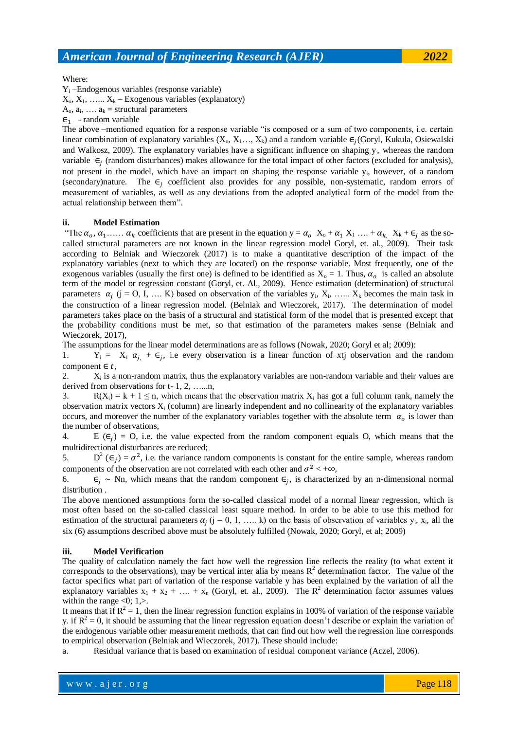Where:

$Y_i$ –Endogenous variables (response variable)

$X_o$, $X_1$, …... $X_k$ – Exogenous variables (explanatory)

$A_o$, $a_i$, …. $a_k$ = structural parameters

$\in_1$ - random variable

The above –mentioned equation for a response variable "is composed or a sum of two components, i.e. certain linear combination of explanatory variables ($X_o$, $X_1$…, $X_k$) and a random variable $\in_j$(Goryl, Kukula, Osiewalski and Walkosz, 2009). The explanatory variables have a significant influence on shaping $y_i$, whereas the random variable $\in_j$ (random disturbances) makes allowance for the total impact of other factors (excluded for analysis), not present in the model, which have an impact on shaping the response variable $y_i$, however, of a random (secondary)nature. The $\in_j$ coefficient also provides for any possible, non-systematic, random errors of measurement of variables, as well as any deviations from the adopted analytical form of the model from the actual relationship between them".

### ii. Model Estimation

"The $\alpha_o$, $\alpha_1$…… $\alpha_k$ coefficients that are present in the equation y = $\alpha_o$ $X_o$ + $\alpha_1$ $X_1$ …. + $\alpha_{k,}$ $X_k$ + $\in_j$ as the so-called structural parameters are not known in the linear regression model Goryl, et. al., 2009). Their task according to Belniak and Wieczorek (2017) is to make a quantitative description of the impact of the explanatory variables (next to which they are located) on the response variable. Most frequently, one of the exogenous variables (usually the first one) is defined to be identified as $X_o$ = 1. Thus, $\alpha_o$ is called an absolute term of the model or regression constant (Goryl, et. Al., 2009). Hence estimation (determination) of structural parameters $\alpha_j$ (j = O, I, …. K) based on observation of the variables $y_i$, $X_i$, …... $X_k$ becomes the main task in the construction of a linear regression model. (Belniak and Wieczorek, 2017). The determination of model parameters takes place on the basis of a structural and statistical form of the model that is presented except that the probability conditions must be met, so that estimation of the parameters makes sense (Belniak and Wieczorek, 2017),

The assumptions for the linear model determinations are as follows (Nowak, 2020; Goryl et al; 2009):

1. $Y_i$ = $X_1$ $\alpha_{j,}$ + $\in_j$, i.e every observation is a linear function of xtj observation and the random component $\in t$,
2. $X_i$ is a non-random matrix, thus the explanatory variables are non-random variable and their values are derived from observations for t- 1, 2, …...n,
3. $R(X_i) = k + 1 \leq n$, which means that the observation matrix $X_i$ has got a full column rank, namely the observation matrix vectors $X_i$ (column) are linearly independent and no collinearity of the explanatory variables occurs, and moreover the number of the explanatory variables together with the absolute term $\alpha_o$ is lower than the number of observations,
4. E ($\in_j$) = O, i.e. the value expected from the random component equals O, which means that the multidirectional disturbances are reduced;
5. $D^2$ ($\in_j$) = $\sigma^2$, i.e. the variance random components is constant for the entire sample, whereas random components of the observation are not correlated with each other and $\sigma^2 < +\infty$,
6. $\in_j$ ~ Nn, which means that the random component $\in_j$, is characterized by an n-dimensional normal distribution .

The above mentioned assumptions form the so-called classical model of a normal linear regression, which is most often based on the so-called classical least square method. In order to be able to use this method for estimation of the structural parameters $\alpha_j$ (j = 0, 1, ….. k) on the basis of observation of variables $y_i$, $x_i$, all the six (6) assumptions described above must be absolutely fulfilled (Nowak, 2020; Goryl, et al; 2009)

### iii. Model Verification

The quality of calculation namely the fact how well the regression line reflects the reality (to what extent it corresponds to the observations), may be vertical inter alia by means $R^2$ determination factor. The value of the factor specifics what part of variation of the response variable y has been explained by the variation of all the explanatory variables $x_1 + x_2 + …. + x_n$ (Goryl, et. al., 2009). The $R^2$ determination factor assumes values within the range <0; 1,>.

It means that if $R^2$ = 1, then the linear regression function explains in 100% of variation of the response variable y. if $R^2$ = 0, it should be assuming that the linear regression equation doesn't describe or explain the variation of the endogenous variable other measurement methods, that can find out how well the regression line corresponds to empirical observation (Belniak and Wieczorek, 2017). These should include:

a. Residual variance that is based on examination of residual component variance (Aczel, 2006).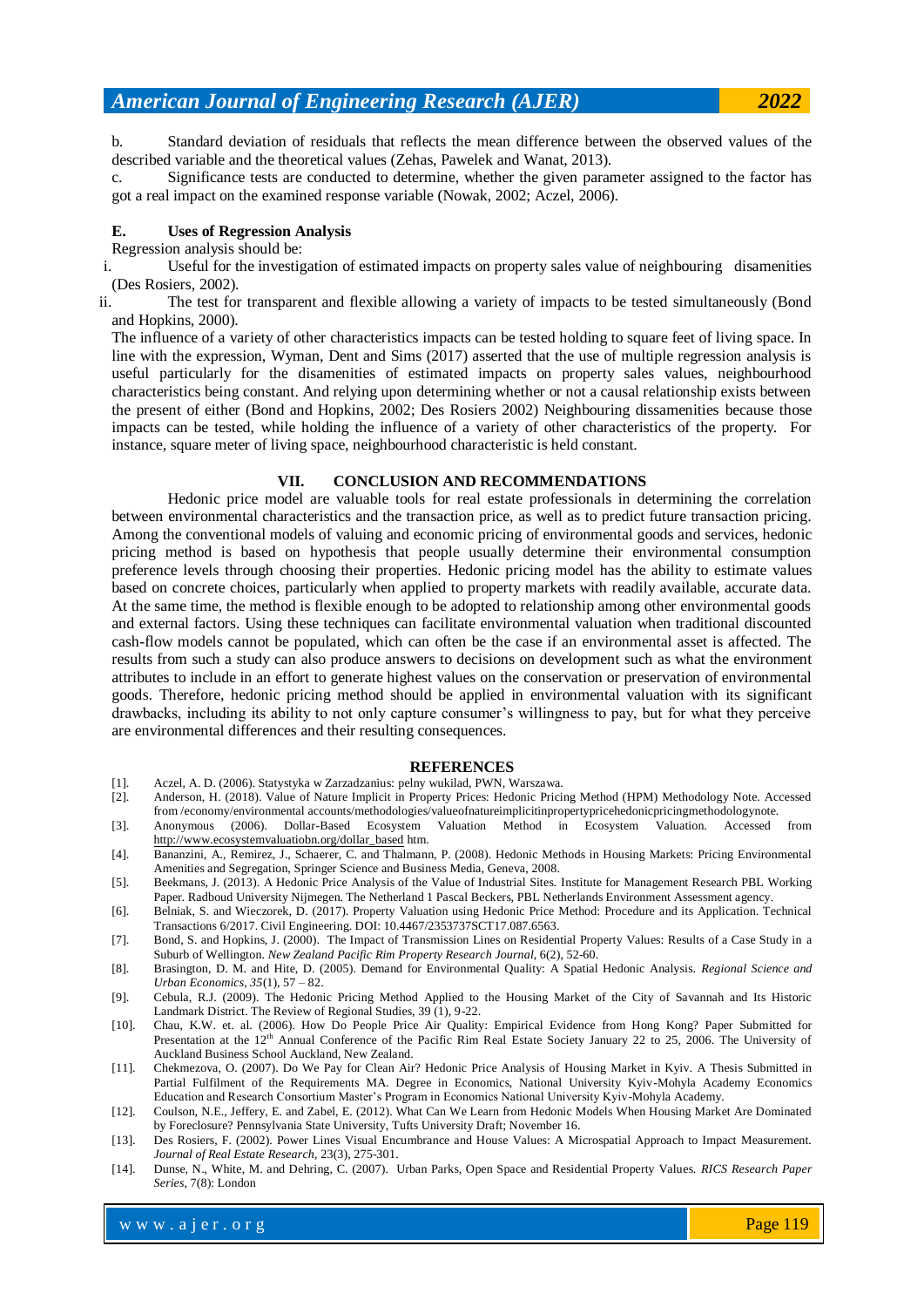b. Standard deviation of residuals that reflects the mean difference between the observed values of the described variable and the theoretical values (Zehas, Pawelek and Wanat, 2013).

c. Significance tests are conducted to determine, whether the given parameter assigned to the factor has got a real impact on the examined response variable (Nowak, 2002; Aczel, 2006).

### E. Uses of Regression Analysis

Regression analysis should be:

i. Useful for the investigation of estimated impacts on property sales value of neighbouring disamenities (Des Rosiers, 2002).

ii. The test for transparent and flexible allowing a variety of impacts to be tested simultaneously (Bond and Hopkins, 2000).

The influence of a variety of other characteristics impacts can be tested holding to square feet of living space. In line with the expression, Wyman, Dent and Sims (2017) asserted that the use of multiple regression analysis is useful particularly for the disamenities of estimated impacts on property sales values, neighbourhood characteristics being constant. And relying upon determining whether or not a causal relationship exists between the present of either (Bond and Hopkins, 2002; Des Rosiers 2002) Neighbouring dissamenities because those impacts can be tested, while holding the influence of a variety of other characteristics of the property. For instance, square meter of living space, neighbourhood characteristic is held constant.

## VII. CONCLUSION AND RECOMMENDATIONS

Hedonic price model are valuable tools for real estate professionals in determining the correlation between environmental characteristics and the transaction price, as well as to predict future transaction pricing. Among the conventional models of valuing and economic pricing of environmental goods and services, hedonic pricing method is based on hypothesis that people usually determine their environmental consumption preference levels through choosing their properties. Hedonic pricing model has the ability to estimate values based on concrete choices, particularly when applied to property markets with readily available, accurate data. At the same time, the method is flexible enough to be adopted to relationship among other environmental goods and external factors. Using these techniques can facilitate environmental valuation when traditional discounted cash-flow models cannot be populated, which can often be the case if an environmental asset is affected. The results from such a study can also produce answers to decisions on development such as what the environment attributes to include in an effort to generate highest values on the conservation or preservation of environmental goods. Therefore, hedonic pricing method should be applied in environmental valuation with its significant drawbacks, including its ability to not only capture consumer's willingness to pay, but for what they perceive are environmental differences and their resulting consequences.

## REFERENCES

[1]. Aczel, A. D. (2006). Statystyka w Zarzadzanius: pelny wukilad, PWN, Warszawa.

[2]. Anderson, H. (2018). Value of Nature Implicit in Property Prices: Hedonic Pricing Method (HPM) Methodology Note. Accessed from /economy/environmental accounts/methodologies/valueofnatureimplicitinpropertypricehedonicpricingmethodologynote.

[3]. Anonymous (2006). Dollar-Based Ecosystem Valuation Method in Ecosystem Valuation. Accessed from http://www.ecosystemvaluatiobn.org/dollar_based htm.

[4]. Bananzini, A., Remirez, J., Schaerer, C. and Thalmann, P. (2008). Hedonic Methods in Housing Markets: Pricing Environmental Amenities and Segregation, Springer Science and Business Media, Geneva, 2008.

[5]. Beekmans, J. (2013). A Hedonic Price Analysis of the Value of Industrial Sites. Institute for Management Research PBL Working Paper. Radboud University Nijmegen. The Netherland 1 Pascal Beckers, PBL Netherlands Environment Assessment agency.

[6]. Belniak, S. and Wieczorek, D. (2017). Property Valuation using Hedonic Price Method: Procedure and its Application. Technical Transactions 6/2017. Civil Engineering. DOI: 10.4467/2353737SCT17.087.6563.

[7]. Bond, S. and Hopkins, J. (2000). The Impact of Transmission Lines on Residential Property Values: Results of a Case Study in a Suburb of Wellington. *New Zealand Pacific Rim Property Research Journal*, 6(2), 52-60.

[8]. Brasington, D. M. and Hite, D. (2005). Demand for Environmental Quality: A Spatial Hedonic Analysis. *Regional Science and Urban Economics*, *35*(1), 57 – 82.

[9]. Cebula, R.J. (2009). The Hedonic Pricing Method Applied to the Housing Market of the City of Savannah and Its Historic Landmark District. The Review of Regional Studies, 39 (1), 9-22.

[10]. Chau, K.W. et. al. (2006). How Do People Price Air Quality: Empirical Evidence from Hong Kong? Paper Submitted for Presentation at the 12th Annual Conference of the Pacific Rim Real Estate Society January 22 to 25, 2006. The University of Auckland Business School Auckland, New Zealand.

[11]. Chekmezova, O. (2007). Do We Pay for Clean Air? Hedonic Price Analysis of Housing Market in Kyiv. A Thesis Submitted in Partial Fulfilment of the Requirements MA. Degree in Economics, National University Kyiv-Mohyla Academy Economics Education and Research Consortium Master's Program in Economics National University Kyiv-Mohyla Academy.

[12]. Coulson, N.E., Jeffery, E. and Zabel, E. (2012). What Can We Learn from Hedonic Models When Housing Market Are Dominated by Foreclosure? Pennsylvania State University, Tufts University Draft; November 16.

[13]. Des Rosiers, F. (2002). Power Lines Visual Encumbrance and House Values: A Microspatial Approach to Impact Measurement. *Journal of Real Estate Research*, 23(3), 275-301.

[14]. Dunse, N., White, M. and Dehring, C. (2007). Urban Parks, Open Space and Residential Property Values. *RICS Research Paper Series*, 7(8): London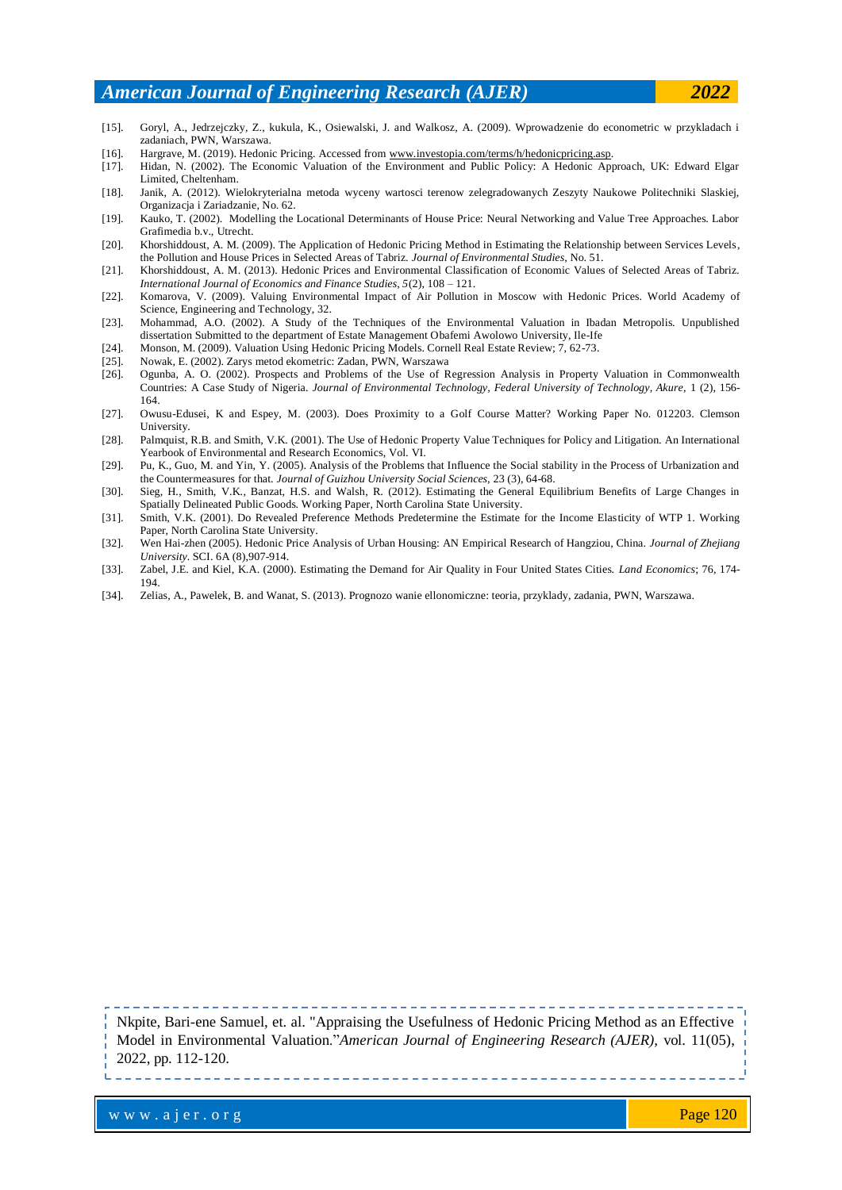[15]. Goryl, A., Jedrzejczky, Z., kukula, K., Osiewalski, J. and Walkosz, A. (2009). Wprowadzenie do econometric w przykladach i zadaniach, PWN, Warszawa.

[16]. Hargrave, M. (2019). Hedonic Pricing. Accessed from www.investopia.com/terms/h/hedonicpricing.asp.

[17]. Hidan, N. (2002). The Economic Valuation of the Environment and Public Policy: A Hedonic Approach, UK: Edward Elgar Limited, Cheltenham.

[18]. Janik, A. (2012). Wielokryterialna metoda wyceny wartosci terenow zelegradowanych Zeszyty Naukowe Politechniki Slaskiej, Organizacja i Zariadzanie, No. 62.

[19]. Kauko, T. (2002). Modelling the Locational Determinants of House Price: Neural Networking and Value Tree Approaches. Labor Grafimedia b.v., Utrecht.

[20]. Khorshiddoust, A. M. (2009). The Application of Hedonic Pricing Method in Estimating the Relationship between Services Levels, the Pollution and House Prices in Selected Areas of Tabriz. *Journal of Environmental Studies*, No. 51.

[21]. Khorshiddoust, A. M. (2013). Hedonic Prices and Environmental Classification of Economic Values of Selected Areas of Tabriz. *International Journal of Economics and Finance Studies, 5*(2), 108 – 121.

[22]. Komarova, V. (2009). Valuing Environmental Impact of Air Pollution in Moscow with Hedonic Prices. World Academy of Science, Engineering and Technology, 32.

[23]. Mohammad, A.O. (2002). A Study of the Techniques of the Environmental Valuation in Ibadan Metropolis. Unpublished dissertation Submitted to the department of Estate Management Obafemi Awolowo University, Ile-Ife

[24]. Monson, M. (2009). Valuation Using Hedonic Pricing Models. Cornell Real Estate Review; 7, 62-73.

[25]. Nowak, E. (2002). Zarys metod ekometric: Zadan, PWN, Warszawa

[26]. Ogunba, A. O. (2002). Prospects and Problems of the Use of Regression Analysis in Property Valuation in Commonwealth Countries: A Case Study of Nigeria. *Journal of Environmental Technology, Federal University of Technology, Akure*, 1 (2), 156-164.

[27]. Owusu-Edusei, K and Espey, M. (2003). Does Proximity to a Golf Course Matter? Working Paper No. 012203. Clemson University.

[28]. Palmquist, R.B. and Smith, V.K. (2001). The Use of Hedonic Property Value Techniques for Policy and Litigation. An International Yearbook of Environmental and Research Economics, Vol. VI.

[29]. Pu, K., Guo, M. and Yin, Y. (2005). Analysis of the Problems that Influence the Social stability in the Process of Urbanization and the Countermeasures for that. *Journal of Guizhou University Social Sciences*, 23 (3), 64-68.

[30]. Sieg, H., Smith, V.K., Banzat, H.S. and Walsh, R. (2012). Estimating the General Equilibrium Benefits of Large Changes in Spatially Delineated Public Goods. Working Paper, North Carolina State University.

[31]. Smith, V.K. (2001). Do Revealed Preference Methods Predetermine the Estimate for the Income Elasticity of WTP 1. Working Paper, North Carolina State University.

[32]. Wen Hai-zhen (2005). Hedonic Price Analysis of Urban Housing: AN Empirical Research of Hangziou, China. *Journal of Zhejiang University*. SCI. 6A (8),907-914.

[33]. Zabel, J.E. and Kiel, K.A. (2000). Estimating the Demand for Air Quality in Four United States Cities. *Land Economics*; 76, 174-194.

[34]. Zelias, A., Pawelek, B. and Wanat, S. (2013). Prognozo wanie ellonomiczne: teoria, przyklady, zadania, PWN, Warszawa.

Nkpite, Bari-ene Samuel, et. al. "Appraising the Usefulness of Hedonic Pricing Method as an Effective Model in Environmental Valuation."*American Journal of Engineering Research (AJER)*, vol. 11(05), 2022, pp. 112-120.